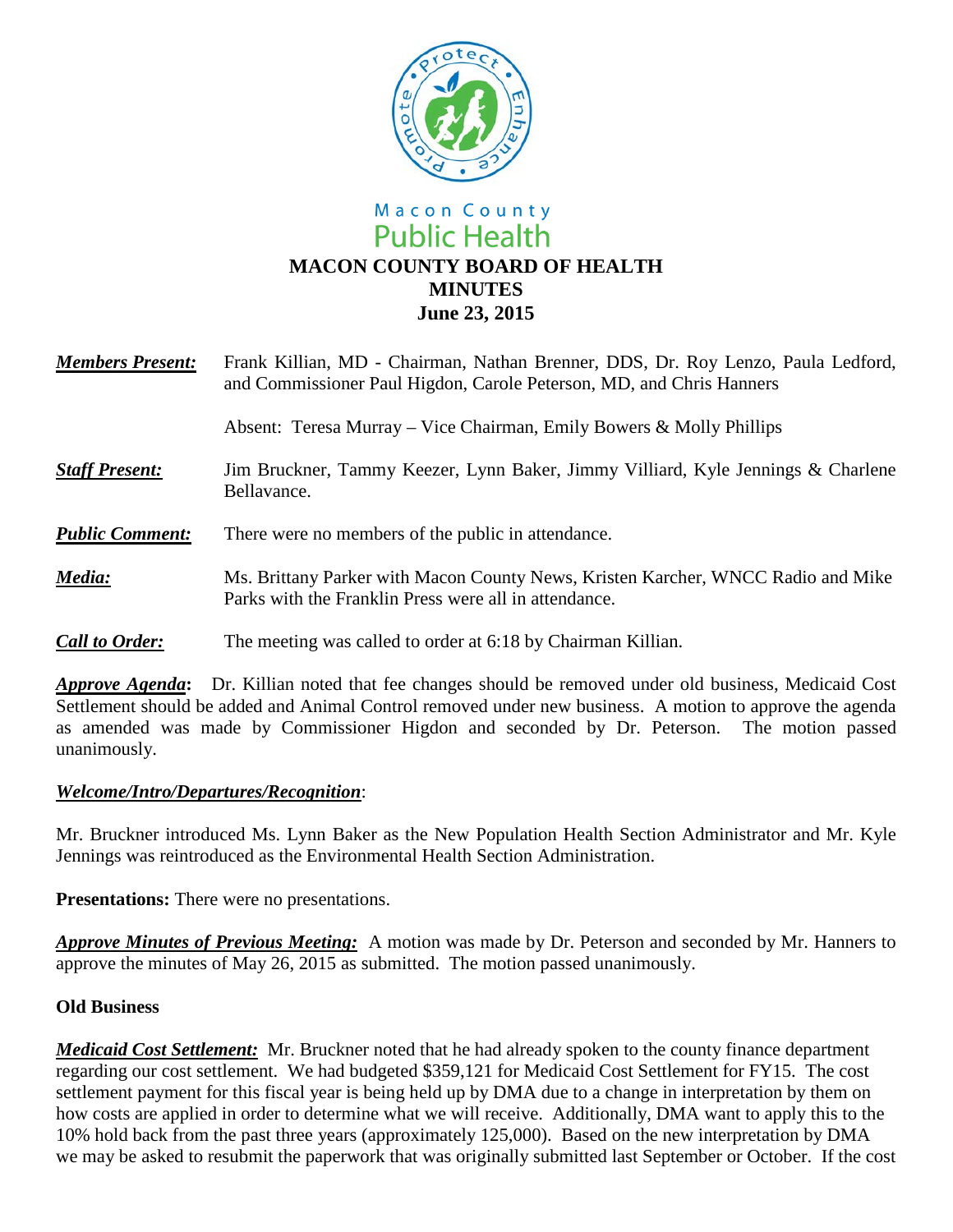Macon County Public Health

# MACON COUNTY BOARD OF HEALTH
## MINUTES
### June 23, 2015

***Members Present:*** Frank Killian, MD - Chairman, Nathan Brenner, DDS, Dr. Roy Lenzo, Paula Ledford, and Commissioner Paul Higdon, Carole Peterson, MD, and Chris Hanners

Absent: Teresa Murray – Vice Chairman, Emily Bowers & Molly Phillips

***Staff Present:*** Jim Bruckner, Tammy Keezer, Lynn Baker, Jimmy Villiard, Kyle Jennings & Charlene Bellavance.

***Public Comment:*** There were no members of the public in attendance.

***Media:*** Ms. Brittany Parker with Macon County News, Kristen Karcher, WNCC Radio and Mike Parks with the Franklin Press were all in attendance.

***Call to Order:*** The meeting was called to order at 6:18 by Chairman Killian.

***Approve Agenda*:** Dr. Killian noted that fee changes should be removed under old business, Medicaid Cost Settlement should be added and Animal Control removed under new business. A motion to approve the agenda as amended was made by Commissioner Higdon and seconded by Dr. Peterson. The motion passed unanimously.

***Welcome/Intro/Departures/Recognition***:

Mr. Bruckner introduced Ms. Lynn Baker as the New Population Health Section Administrator and Mr. Kyle Jennings was reintroduced as the Environmental Health Section Administration.

**Presentations:** There were no presentations.

***Approve Minutes of Previous Meeting:*** A motion was made by Dr. Peterson and seconded by Mr. Hanners to approve the minutes of May 26, 2015 as submitted. The motion passed unanimously.

**Old Business**

***Medicaid Cost Settlement:*** Mr. Bruckner noted that he had already spoken to the county finance department regarding our cost settlement. We had budgeted $359,121 for Medicaid Cost Settlement for FY15. The cost settlement payment for this fiscal year is being held up by DMA due to a change in interpretation by them on how costs are applied in order to determine what we will receive. Additionally, DMA want to apply this to the 10% hold back from the past three years (approximately 125,000). Based on the new interpretation by DMA we may be asked to resubmit the paperwork that was originally submitted last September or October. If the cost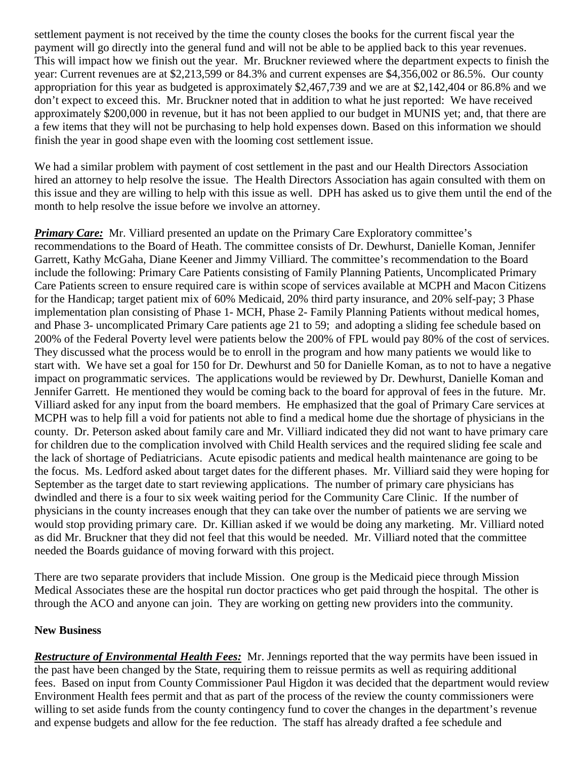settlement payment is not received by the time the county closes the books for the current fiscal year the payment will go directly into the general fund and will not be able to be applied back to this year revenues. This will impact how we finish out the year. Mr. Bruckner reviewed where the department expects to finish the year: Current revenues are at $2,213,599 or 84.3% and current expenses are $4,356,002 or 86.5%. Our county appropriation for this year as budgeted is approximately $2,467,739 and we are at $2,142,404 or 86.8% and we don't expect to exceed this. Mr. Bruckner noted that in addition to what he just reported: We have received approximately $200,000 in revenue, but it has not been applied to our budget in MUNIS yet; and, that there are a few items that they will not be purchasing to help hold expenses down. Based on this information we should finish the year in good shape even with the looming cost settlement issue.

We had a similar problem with payment of cost settlement in the past and our Health Directors Association hired an attorney to help resolve the issue. The Health Directors Association has again consulted with them on this issue and they are willing to help with this issue as well. DPH has asked us to give them until the end of the month to help resolve the issue before we involve an attorney.

***Primary Care:*** Mr. Villiard presented an update on the Primary Care Exploratory committee's recommendations to the Board of Heath. The committee consists of Dr. Dewhurst, Danielle Koman, Jennifer Garrett, Kathy McGaha, Diane Keener and Jimmy Villiard. The committee's recommendation to the Board include the following: Primary Care Patients consisting of Family Planning Patients, Uncomplicated Primary Care Patients screen to ensure required care is within scope of services available at MCPH and Macon Citizens for the Handicap; target patient mix of 60% Medicaid, 20% third party insurance, and 20% self-pay; 3 Phase implementation plan consisting of Phase 1- MCH, Phase 2- Family Planning Patients without medical homes, and Phase 3- uncomplicated Primary Care patients age 21 to 59; and adopting a sliding fee schedule based on 200% of the Federal Poverty level were patients below the 200% of FPL would pay 80% of the cost of services. They discussed what the process would be to enroll in the program and how many patients we would like to start with. We have set a goal for 150 for Dr. Dewhurst and 50 for Danielle Koman, as to not to have a negative impact on programmatic services. The applications would be reviewed by Dr. Dewhurst, Danielle Koman and Jennifer Garrett. He mentioned they would be coming back to the board for approval of fees in the future. Mr. Villiard asked for any input from the board members. He emphasized that the goal of Primary Care services at MCPH was to help fill a void for patients not able to find a medical home due the shortage of physicians in the county. Dr. Peterson asked about family care and Mr. Villiard indicated they did not want to have primary care for children due to the complication involved with Child Health services and the required sliding fee scale and the lack of shortage of Pediatricians. Acute episodic patients and medical health maintenance are going to be the focus. Ms. Ledford asked about target dates for the different phases. Mr. Villiard said they were hoping for September as the target date to start reviewing applications. The number of primary care physicians has dwindled and there is a four to six week waiting period for the Community Care Clinic. If the number of physicians in the county increases enough that they can take over the number of patients we are serving we would stop providing primary care. Dr. Killian asked if we would be doing any marketing. Mr. Villiard noted as did Mr. Bruckner that they did not feel that this would be needed. Mr. Villiard noted that the committee needed the Boards guidance of moving forward with this project.

There are two separate providers that include Mission. One group is the Medicaid piece through Mission Medical Associates these are the hospital run doctor practices who get paid through the hospital. The other is through the ACO and anyone can join. They are working on getting new providers into the community.

**New Business**

***Restructure of Environmental Health Fees:*** Mr. Jennings reported that the way permits have been issued in the past have been changed by the State, requiring them to reissue permits as well as requiring additional fees. Based on input from County Commissioner Paul Higdon it was decided that the department would review Environment Health fees permit and that as part of the process of the review the county commissioners were willing to set aside funds from the county contingency fund to cover the changes in the department's revenue and expense budgets and allow for the fee reduction. The staff has already drafted a fee schedule and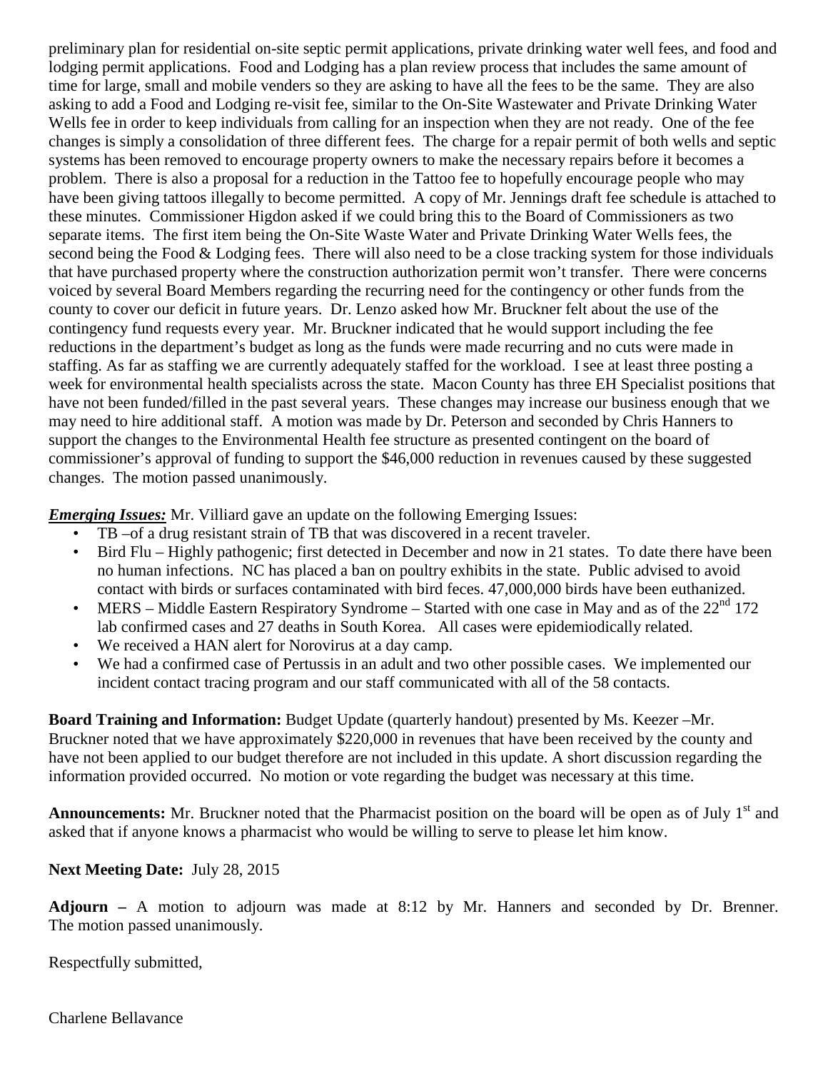preliminary plan for residential on-site septic permit applications, private drinking water well fees, and food and lodging permit applications. Food and Lodging has a plan review process that includes the same amount of time for large, small and mobile venders so they are asking to have all the fees to be the same. They are also asking to add a Food and Lodging re-visit fee, similar to the On-Site Wastewater and Private Drinking Water Wells fee in order to keep individuals from calling for an inspection when they are not ready. One of the fee changes is simply a consolidation of three different fees. The charge for a repair permit of both wells and septic systems has been removed to encourage property owners to make the necessary repairs before it becomes a problem. There is also a proposal for a reduction in the Tattoo fee to hopefully encourage people who may have been giving tattoos illegally to become permitted. A copy of Mr. Jennings draft fee schedule is attached to these minutes. Commissioner Higdon asked if we could bring this to the Board of Commissioners as two separate items. The first item being the On-Site Waste Water and Private Drinking Water Wells fees, the second being the Food & Lodging fees. There will also need to be a close tracking system for those individuals that have purchased property where the construction authorization permit won't transfer. There were concerns voiced by several Board Members regarding the recurring need for the contingency or other funds from the county to cover our deficit in future years. Dr. Lenzo asked how Mr. Bruckner felt about the use of the contingency fund requests every year. Mr. Bruckner indicated that he would support including the fee reductions in the department's budget as long as the funds were made recurring and no cuts were made in staffing. As far as staffing we are currently adequately staffed for the workload. I see at least three posting a week for environmental health specialists across the state. Macon County has three EH Specialist positions that have not been funded/filled in the past several years. These changes may increase our business enough that we may need to hire additional staff. A motion was made by Dr. Peterson and seconded by Chris Hanners to support the changes to the Environmental Health fee structure as presented contingent on the board of commissioner's approval of funding to support the $46,000 reduction in revenues caused by these suggested changes. The motion passed unanimously.

***Emerging Issues:*** Mr. Villiard gave an update on the following Emerging Issues:

- TB –of a drug resistant strain of TB that was discovered in a recent traveler.
- Bird Flu – Highly pathogenic; first detected in December and now in 21 states. To date there have been no human infections. NC has placed a ban on poultry exhibits in the state. Public advised to avoid contact with birds or surfaces contaminated with bird feces. 47,000,000 birds have been euthanized.
- MERS – Middle Eastern Respiratory Syndrome – Started with one case in May and as of the 22nd 172 lab confirmed cases and 27 deaths in South Korea. All cases were epidemiodically related.
- We received a HAN alert for Norovirus at a day camp.
- We had a confirmed case of Pertussis in an adult and two other possible cases. We implemented our incident contact tracing program and our staff communicated with all of the 58 contacts.

**Board Training and Information:** Budget Update (quarterly handout) presented by Ms. Keezer –Mr. Bruckner noted that we have approximately $220,000 in revenues that have been received by the county and have not been applied to our budget therefore are not included in this update. A short discussion regarding the information provided occurred. No motion or vote regarding the budget was necessary at this time.

**Announcements:** Mr. Bruckner noted that the Pharmacist position on the board will be open as of July 1st and asked that if anyone knows a pharmacist who would be willing to serve to please let him know.

**Next Meeting Date:** July 28, 2015

**Adjourn –** A motion to adjourn was made at 8:12 by Mr. Hanners and seconded by Dr. Brenner. The motion passed unanimously.

Respectfully submitted,

Charlene Bellavance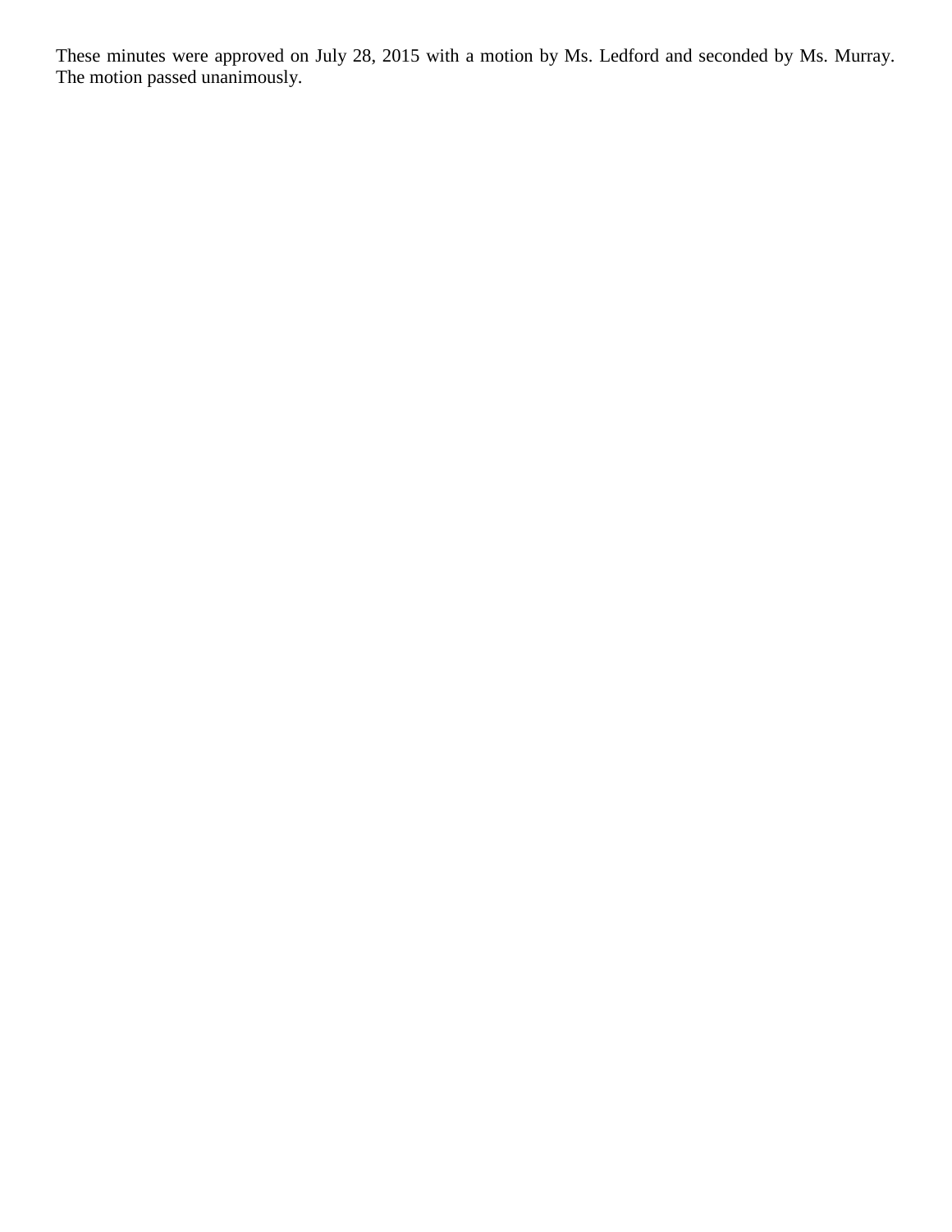These minutes were approved on July 28, 2015 with a motion by Ms. Ledford and seconded by Ms. Murray. The motion passed unanimously.